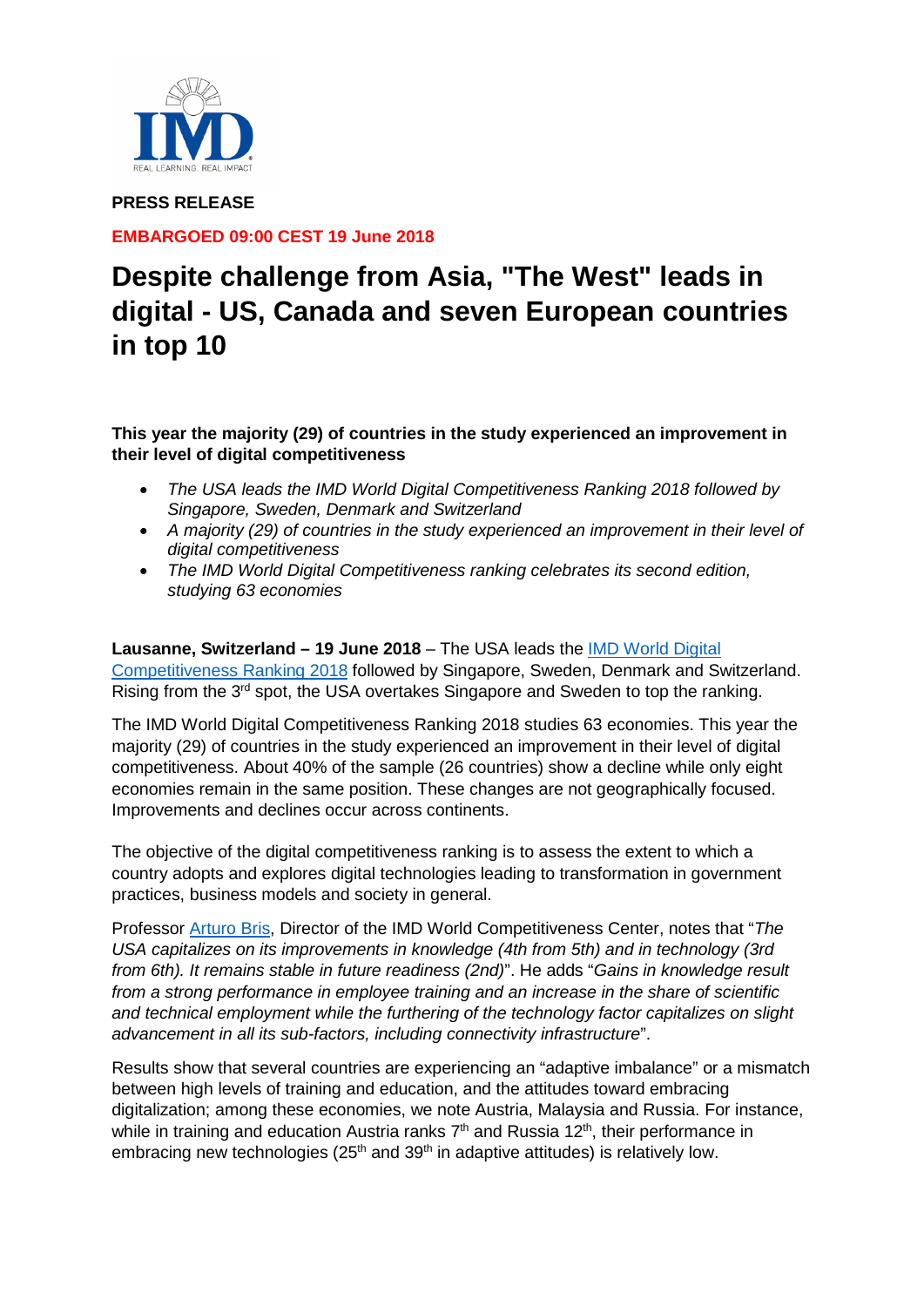**PRESS RELEASE**

**EMBARGOED 09:00 CEST 19 June 2018**

# Despite challenge from Asia, "The West" leads in digital - US, Canada and seven European countries in top 10

**This year the majority (29) of countries in the study experienced an improvement in their level of digital competitiveness**

- *The USA leads the IMD World Digital Competitiveness Ranking 2018 followed by Singapore, Sweden, Denmark and Switzerland*
- *A majority (29) of countries in the study experienced an improvement in their level of digital competitiveness*
- *The IMD World Digital Competitiveness ranking celebrates its second edition, studying 63 economies*

**Lausanne, Switzerland – 19 June 2018** – The USA leads the IMD World Digital Competitiveness Ranking 2018 followed by Singapore, Sweden, Denmark and Switzerland. Rising from the 3rd spot, the USA overtakes Singapore and Sweden to top the ranking.

The IMD World Digital Competitiveness Ranking 2018 studies 63 economies. This year the majority (29) of countries in the study experienced an improvement in their level of digital competitiveness. About 40% of the sample (26 countries) show a decline while only eight economies remain in the same position. These changes are not geographically focused. Improvements and declines occur across continents.

The objective of the digital competitiveness ranking is to assess the extent to which a country adopts and explores digital technologies leading to transformation in government practices, business models and society in general.

Professor Arturo Bris, Director of the IMD World Competitiveness Center, notes that "*The USA capitalizes on its improvements in knowledge (4th from 5th) and in technology (3rd from 6th). It remains stable in future readiness (2nd)*". He adds "*Gains in knowledge result from a strong performance in employee training and an increase in the share of scientific and technical employment while the furthering of the technology factor capitalizes on slight advancement in all its sub-factors, including connectivity infrastructure*".

Results show that several countries are experiencing an "adaptive imbalance" or a mismatch between high levels of training and education, and the attitudes toward embracing digitalization; among these economies, we note Austria, Malaysia and Russia. For instance, while in training and education Austria ranks 7th and Russia 12th, their performance in embracing new technologies (25th and 39th in adaptive attitudes) is relatively low.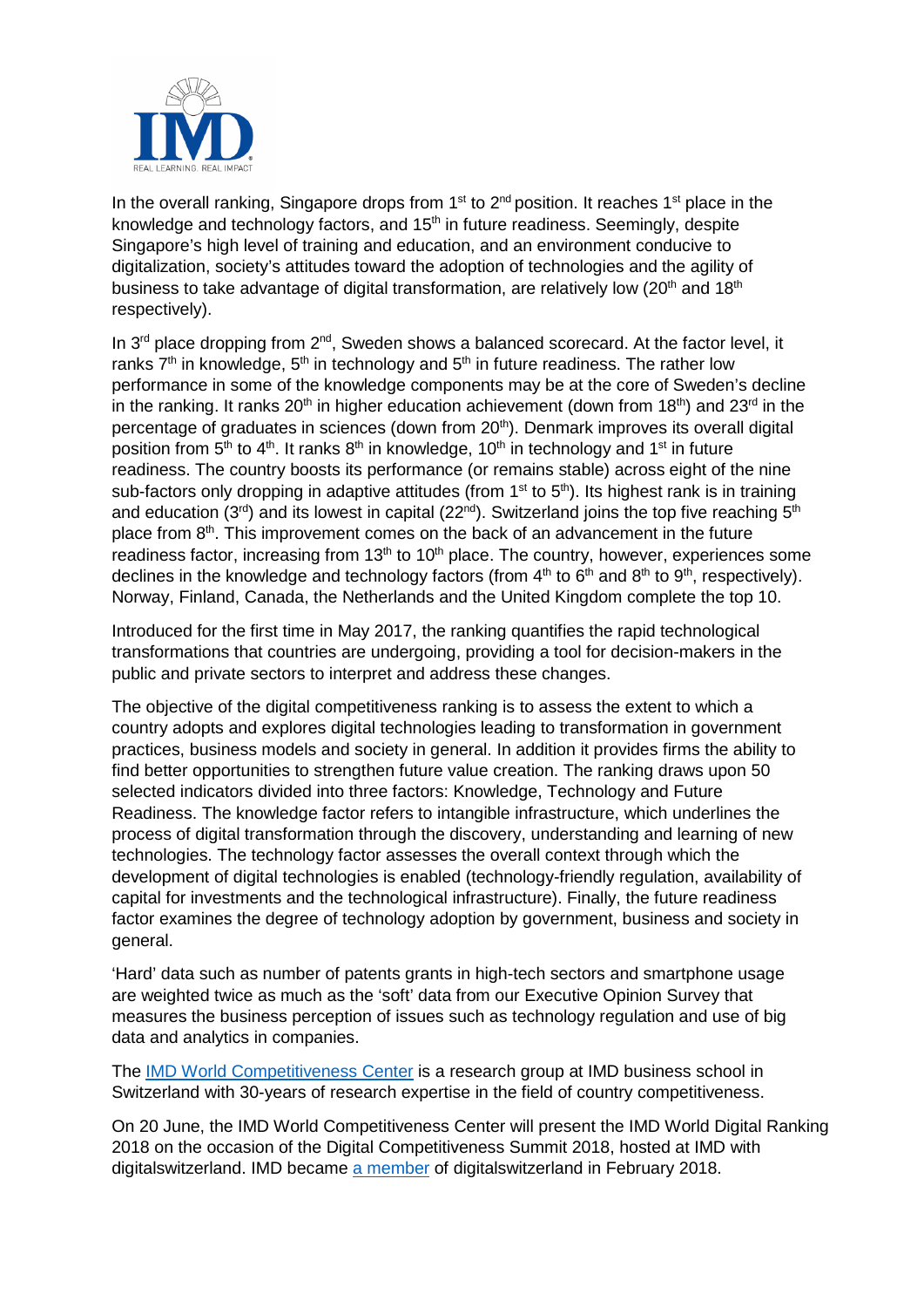In the overall ranking, Singapore drops from 1st to 2nd position. It reaches 1st place in the knowledge and technology factors, and 15th in future readiness. Seemingly, despite Singapore's high level of training and education, and an environment conducive to digitalization, society's attitudes toward the adoption of technologies and the agility of business to take advantage of digital transformation, are relatively low (20th and 18th respectively).

In 3rd place dropping from 2nd, Sweden shows a balanced scorecard. At the factor level, it ranks 7th in knowledge, 5th in technology and 5th in future readiness. The rather low performance in some of the knowledge components may be at the core of Sweden's decline in the ranking. It ranks 20th in higher education achievement (down from 18th) and 23rd in the percentage of graduates in sciences (down from 20th). Denmark improves its overall digital position from 5th to 4th. It ranks 8th in knowledge, 10th in technology and 1st in future readiness. The country boosts its performance (or remains stable) across eight of the nine sub-factors only dropping in adaptive attitudes (from 1st to 5th). Its highest rank is in training and education (3rd) and its lowest in capital (22nd). Switzerland joins the top five reaching 5th place from 8th. This improvement comes on the back of an advancement in the future readiness factor, increasing from 13th to 10th place. The country, however, experiences some declines in the knowledge and technology factors (from 4th to 6th and 8th to 9th, respectively). Norway, Finland, Canada, the Netherlands and the United Kingdom complete the top 10.

Introduced for the first time in May 2017, the ranking quantifies the rapid technological transformations that countries are undergoing, providing a tool for decision-makers in the public and private sectors to interpret and address these changes.

The objective of the digital competitiveness ranking is to assess the extent to which a country adopts and explores digital technologies leading to transformation in government practices, business models and society in general. In addition it provides firms the ability to find better opportunities to strengthen future value creation. The ranking draws upon 50 selected indicators divided into three factors: Knowledge, Technology and Future Readiness. The knowledge factor refers to intangible infrastructure, which underlines the process of digital transformation through the discovery, understanding and learning of new technologies. The technology factor assesses the overall context through which the development of digital technologies is enabled (technology-friendly regulation, availability of capital for investments and the technological infrastructure). Finally, the future readiness factor examines the degree of technology adoption by government, business and society in general.

'Hard' data such as number of patents grants in high-tech sectors and smartphone usage are weighted twice as much as the 'soft' data from our Executive Opinion Survey that measures the business perception of issues such as technology regulation and use of big data and analytics in companies.

The IMD World Competitiveness Center is a research group at IMD business school in Switzerland with 30-years of research expertise in the field of country competitiveness.

On 20 June, the IMD World Competitiveness Center will present the IMD World Digital Ranking 2018 on the occasion of the Digital Competitiveness Summit 2018, hosted at IMD with digitalswitzerland. IMD became a member of digitalswitzerland in February 2018.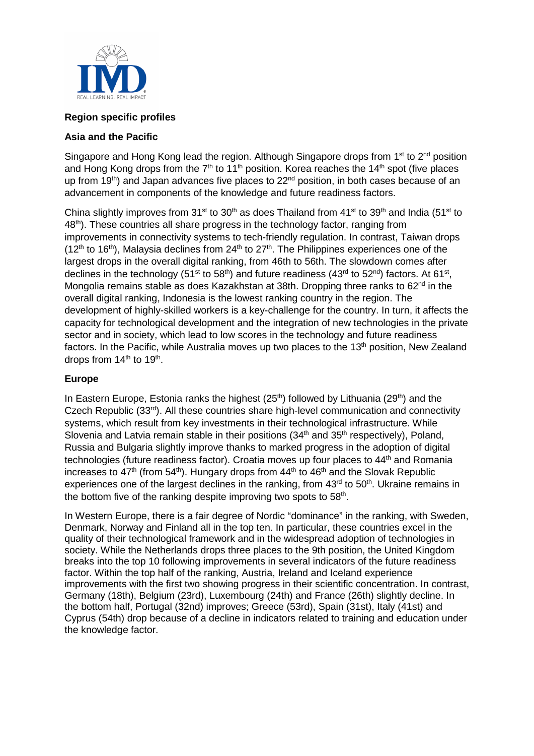**Region specific profiles**

**Asia and the Pacific**

Singapore and Hong Kong lead the region. Although Singapore drops from 1st to 2nd position and Hong Kong drops from the 7th to 11th position. Korea reaches the 14th spot (five places up from 19th) and Japan advances five places to 22nd position, in both cases because of an advancement in components of the knowledge and future readiness factors.

China slightly improves from 31st to 30th as does Thailand from 41st to 39th and India (51st to 48th). These countries all share progress in the technology factor, ranging from improvements in connectivity systems to tech-friendly regulation. In contrast, Taiwan drops (12th to 16th), Malaysia declines from 24th to 27th. The Philippines experiences one of the largest drops in the overall digital ranking, from 46th to 56th. The slowdown comes after declines in the technology (51st to 58th) and future readiness (43rd to 52nd) factors. At 61st, Mongolia remains stable as does Kazakhstan at 38th. Dropping three ranks to 62nd in the overall digital ranking, Indonesia is the lowest ranking country in the region. The development of highly-skilled workers is a key-challenge for the country. In turn, it affects the capacity for technological development and the integration of new technologies in the private sector and in society, which lead to low scores in the technology and future readiness factors. In the Pacific, while Australia moves up two places to the 13th position, New Zealand drops from 14th to 19th.

**Europe**

In Eastern Europe, Estonia ranks the highest (25th) followed by Lithuania (29th) and the Czech Republic (33rd). All these countries share high-level communication and connectivity systems, which result from key investments in their technological infrastructure. While Slovenia and Latvia remain stable in their positions (34th and 35th respectively), Poland, Russia and Bulgaria slightly improve thanks to marked progress in the adoption of digital technologies (future readiness factor). Croatia moves up four places to 44th and Romania increases to 47th (from 54th). Hungary drops from 44th to 46th and the Slovak Republic experiences one of the largest declines in the ranking, from 43rd to 50th. Ukraine remains in the bottom five of the ranking despite improving two spots to 58th.

In Western Europe, there is a fair degree of Nordic "dominance" in the ranking, with Sweden, Denmark, Norway and Finland all in the top ten. In particular, these countries excel in the quality of their technological framework and in the widespread adoption of technologies in society. While the Netherlands drops three places to the 9th position, the United Kingdom breaks into the top 10 following improvements in several indicators of the future readiness factor. Within the top half of the ranking, Austria, Ireland and Iceland experience improvements with the first two showing progress in their scientific concentration. In contrast, Germany (18th), Belgium (23rd), Luxembourg (24th) and France (26th) slightly decline. In the bottom half, Portugal (32nd) improves; Greece (53rd), Spain (31st), Italy (41st) and Cyprus (54th) drop because of a decline in indicators related to training and education under the knowledge factor.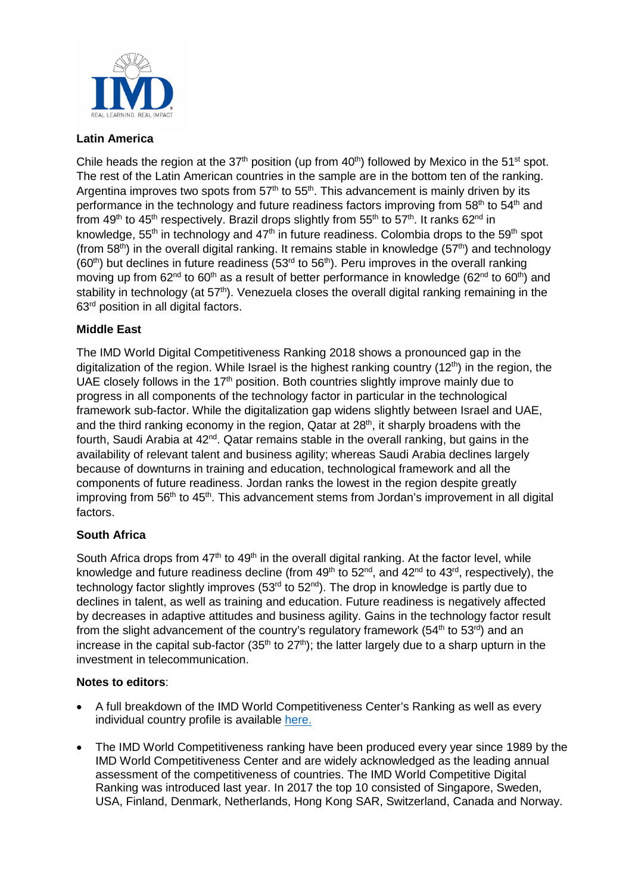**Latin America**

Chile heads the region at the 37th position (up from 40th) followed by Mexico in the 51st spot. The rest of the Latin American countries in the sample are in the bottom ten of the ranking. Argentina improves two spots from 57th to 55th. This advancement is mainly driven by its performance in the technology and future readiness factors improving from 58th to 54th and from 49th to 45th respectively. Brazil drops slightly from 55th to 57th. It ranks 62nd in knowledge, 55th in technology and 47th in future readiness. Colombia drops to the 59th spot (from 58th) in the overall digital ranking. It remains stable in knowledge (57th) and technology (60th) but declines in future readiness (53rd to 56th). Peru improves in the overall ranking moving up from 62nd to 60th as a result of better performance in knowledge (62nd to 60th) and stability in technology (at 57th). Venezuela closes the overall digital ranking remaining in the 63rd position in all digital factors.

**Middle East**

The IMD World Digital Competitiveness Ranking 2018 shows a pronounced gap in the digitalization of the region. While Israel is the highest ranking country (12th) in the region, the UAE closely follows in the 17th position. Both countries slightly improve mainly due to progress in all components of the technology factor in particular in the technological framework sub-factor. While the digitalization gap widens slightly between Israel and UAE, and the third ranking economy in the region, Qatar at 28th, it sharply broadens with the fourth, Saudi Arabia at 42nd. Qatar remains stable in the overall ranking, but gains in the availability of relevant talent and business agility; whereas Saudi Arabia declines largely because of downturns in training and education, technological framework and all the components of future readiness. Jordan ranks the lowest in the region despite greatly improving from 56th to 45th. This advancement stems from Jordan's improvement in all digital factors.

**South Africa**

South Africa drops from 47th to 49th in the overall digital ranking. At the factor level, while knowledge and future readiness decline (from 49th to 52nd, and 42nd to 43rd, respectively), the technology factor slightly improves (53rd to 52nd). The drop in knowledge is partly due to declines in talent, as well as training and education. Future readiness is negatively affected by decreases in adaptive attitudes and business agility. Gains in the technology factor result from the slight advancement of the country's regulatory framework (54th to 53rd) and an increase in the capital sub-factor (35th to 27th); the latter largely due to a sharp upturn in the investment in telecommunication.

**Notes to editors**:

- A full breakdown of the IMD World Competitiveness Center's Ranking as well as every individual country profile is available here.
- The IMD World Competitiveness ranking have been produced every year since 1989 by the IMD World Competitiveness Center and are widely acknowledged as the leading annual assessment of the competitiveness of countries. The IMD World Competitive Digital Ranking was introduced last year. In 2017 the top 10 consisted of Singapore, Sweden, USA, Finland, Denmark, Netherlands, Hong Kong SAR, Switzerland, Canada and Norway.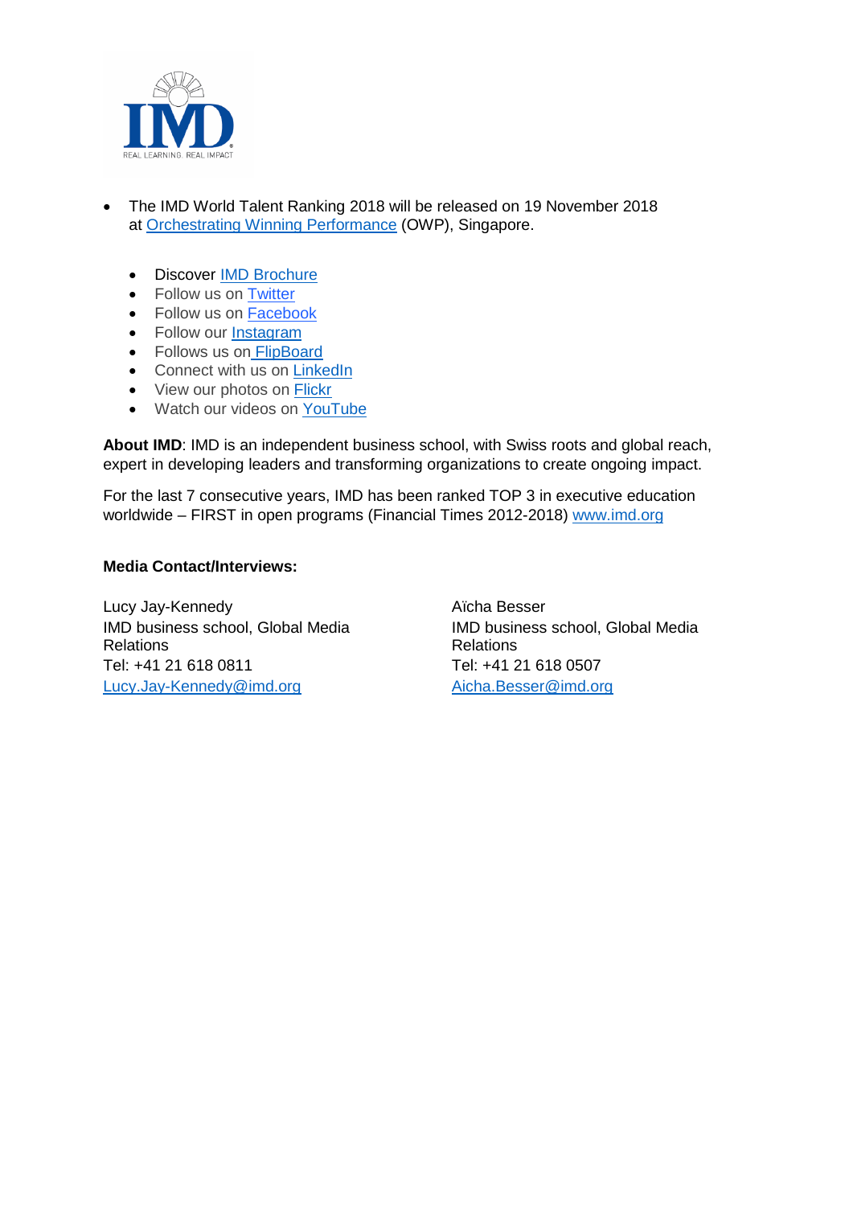- The IMD World Talent Ranking 2018 will be released on 19 November 2018 at Orchestrating Winning Performance (OWP), Singapore.

- Discover IMD Brochure
- Follow us on Twitter
- Follow us on Facebook
- Follow our Instagram
- Follows us on FlipBoard
- Connect with us on LinkedIn
- View our photos on Flickr
- Watch our videos on YouTube

**About IMD**: IMD is an independent business school, with Swiss roots and global reach, expert in developing leaders and transforming organizations to create ongoing impact.

For the last 7 consecutive years, IMD has been ranked TOP 3 in executive education worldwide – FIRST in open programs (Financial Times 2012-2018) www.imd.org

**Media Contact/Interviews:**

Lucy Jay-Kennedy
IMD business school, Global Media Relations
Tel: +41 21 618 0811
Lucy.Jay-Kennedy@imd.org

Aïcha Besser
IMD business school, Global Media Relations
Tel: +41 21 618 0507
Aicha.Besser@imd.org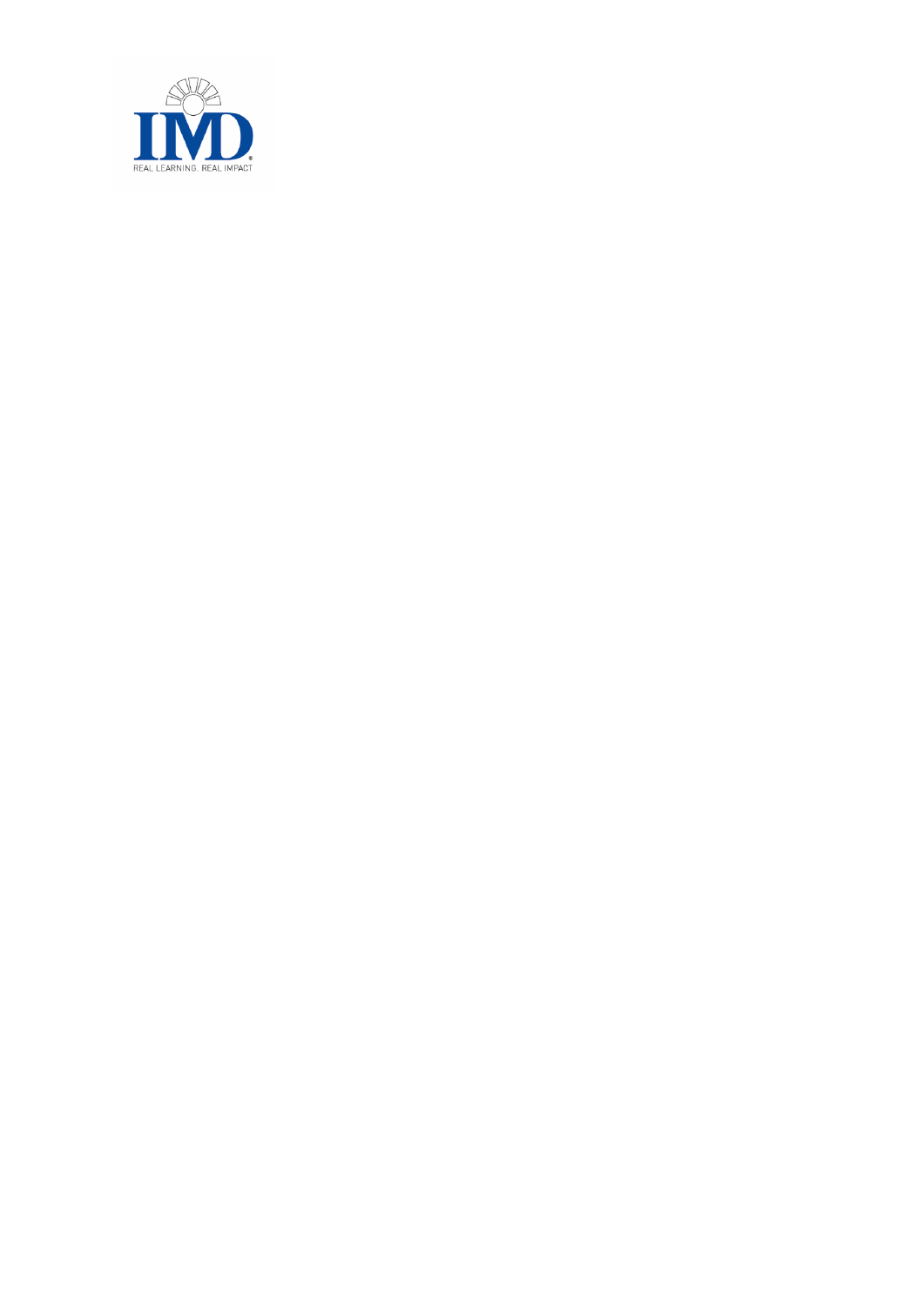IMD

REAL LEARNING. REAL IMPACT